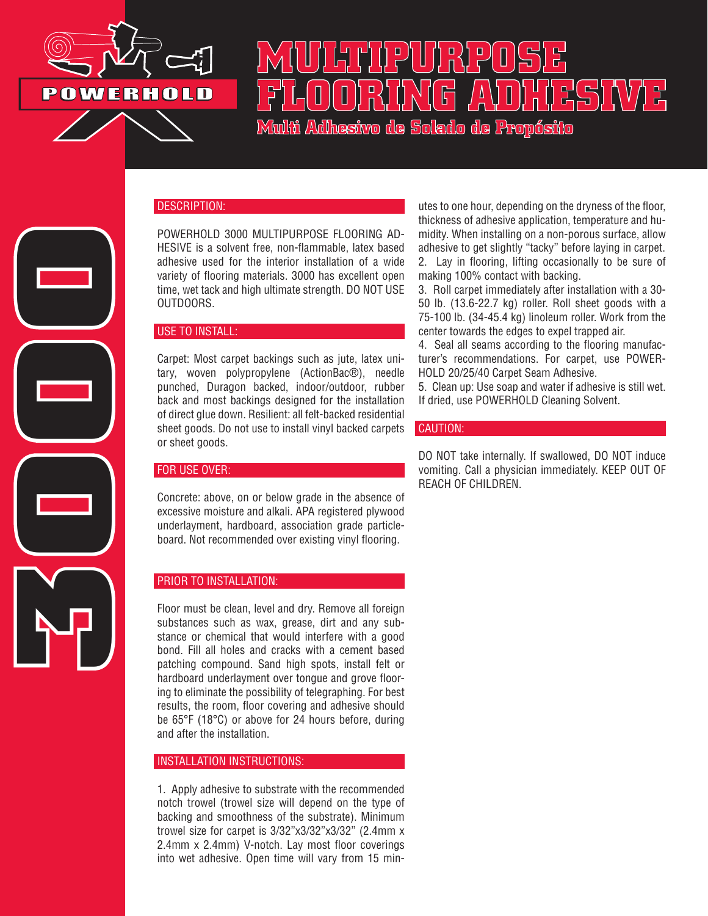POWERHOLD

# MULTIPURPOSE FLOORING ADHESIVE

**Multi Adhesivo de Solado de Propósito**

3000

## DESCRIPTION:

POWERHOLD 3000 MULTIPURPOSE FLOORING ADHESIVE is a solvent free, non-flammable, latex based adhesive used for the interior installation of a wide variety of flooring materials. 3000 has excellent open time, wet tack and high ultimate strength. DO NOT USE OUTDOORS.

## USE TO INSTALL:

Carpet: Most carpet backings such as jute, latex unitary, woven polypropylene (ActionBac®), needle punched, Duragon backed, indoor/outdoor, rubber back and most backings designed for the installation of direct glue down. Resilient: all felt-backed residential sheet goods. Do not use to install vinyl backed carpets or sheet goods.

## FOR USE OVER:

Concrete: above, on or below grade in the absence of excessive moisture and alkali. APA registered plywood underlayment, hardboard, association grade particleboard. Not recommended over existing vinyl flooring.

## PRIOR TO INSTALLATION:

Floor must be clean, level and dry. Remove all foreign substances such as wax, grease, dirt and any substance or chemical that would interfere with a good bond. Fill all holes and cracks with a cement based patching compound. Sand high spots, install felt or hardboard underlayment over tongue and grove flooring to eliminate the possibility of telegraphing. For best results, the room, floor covering and adhesive should be 65°F (18°C) or above for 24 hours before, during and after the installation.

## INSTALLATION INSTRUCTIONS:

1. Apply adhesive to substrate with the recommended notch trowel (trowel size will depend on the type of backing and smoothness of the substrate). Minimum trowel size for carpet is 3/32"x3/32"x3/32" (2.4mm x 2.4mm x 2.4mm) V-notch. Lay most floor coverings into wet adhesive. Open time will vary from 15 minutes to one hour, depending on the dryness of the floor, thickness of adhesive application, temperature and humidity. When installing on a non-porous surface, allow adhesive to get slightly "tacky" before laying in carpet.
2. Lay in flooring, lifting occasionally to be sure of making 100% contact with backing.
3. Roll carpet immediately after installation with a 30-50 lb. (13.6-22.7 kg) roller. Roll sheet goods with a 75-100 lb. (34-45.4 kg) linoleum roller. Work from the center towards the edges to expel trapped air.
4. Seal all seams according to the flooring manufacturer's recommendations. For carpet, use POWERHOLD 20/25/40 Carpet Seam Adhesive.
5. Clean up: Use soap and water if adhesive is still wet. If dried, use POWERHOLD Cleaning Solvent.

## CAUTION:

DO NOT take internally. If swallowed, DO NOT induce vomiting. Call a physician immediately. KEEP OUT OF REACH OF CHILDREN.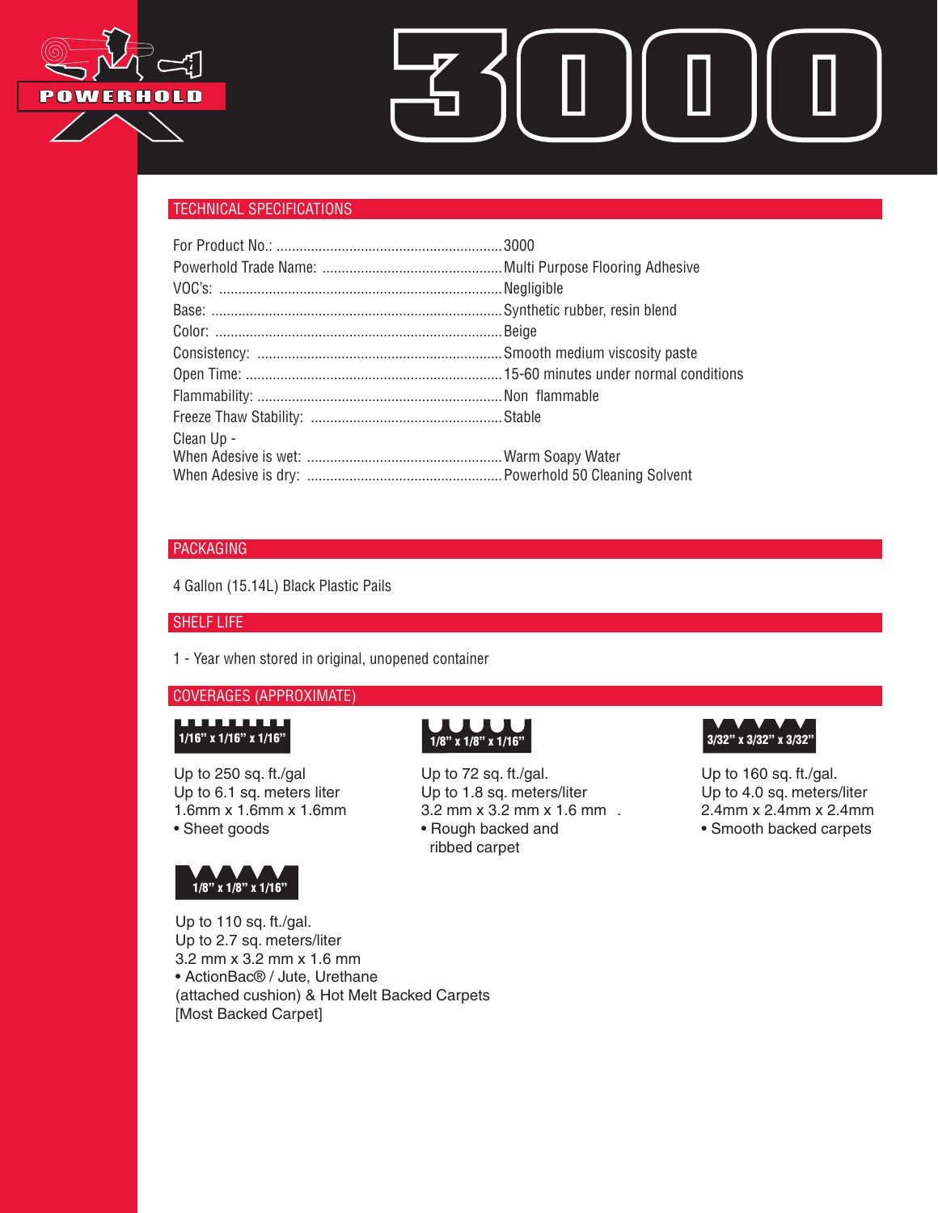# 3000

POWERHOLD

## TECHNICAL SPECIFICATIONS

| | |
|---|---|
| For Product No.: | 3000 |
| Powerhold Trade Name: | Multi Purpose Flooring Adhesive |
| VOC's: | Negligible |
| Base: | Synthetic rubber, resin blend |
| Color: | Beige |
| Consistency: | Smooth medium viscosity paste |
| Open Time: | 15-60 minutes under normal conditions |
| Flammability: | Non flammable |
| Freeze Thaw Stability: | Stable |
| Clean Up - | |
| When Adesive is wet: | Warm Soapy Water |
| When Adesive is dry: | Powerhold 50 Cleaning Solvent |

## PACKAGING

4 Gallon (15.14L) Black Plastic Pails

## SHELF LIFE

1 - Year when stored in original, unopened container

## COVERAGES (APPROXIMATE)

**1/16" x 1/16" x 1/16"**

Up to 250 sq. ft./gal
Up to 6.1 sq. meters liter
1.6mm x 1.6mm x 1.6mm
- Sheet goods

**1/8" x 1/8" x 1/16"**

Up to 72 sq. ft./gal.
Up to 1.8 sq. meters/liter
3.2 mm x 3.2 mm x 1.6 mm .
- Rough backed and ribbed carpet

**3/32" x 3/32" x 3/32"**

Up to 160 sq. ft./gal.
Up to 4.0 sq. meters/liter
2.4mm x 2.4mm x 2.4mm
- Smooth backed carpets

**1/8" x 1/8" x 1/16"**

Up to 110 sq. ft./gal.
Up to 2.7 sq. meters/liter
3.2 mm x 3.2 mm x 1.6 mm
- ActionBac® / Jute, Urethane (attached cushion) & Hot Melt Backed Carpets [Most Backed Carpet]